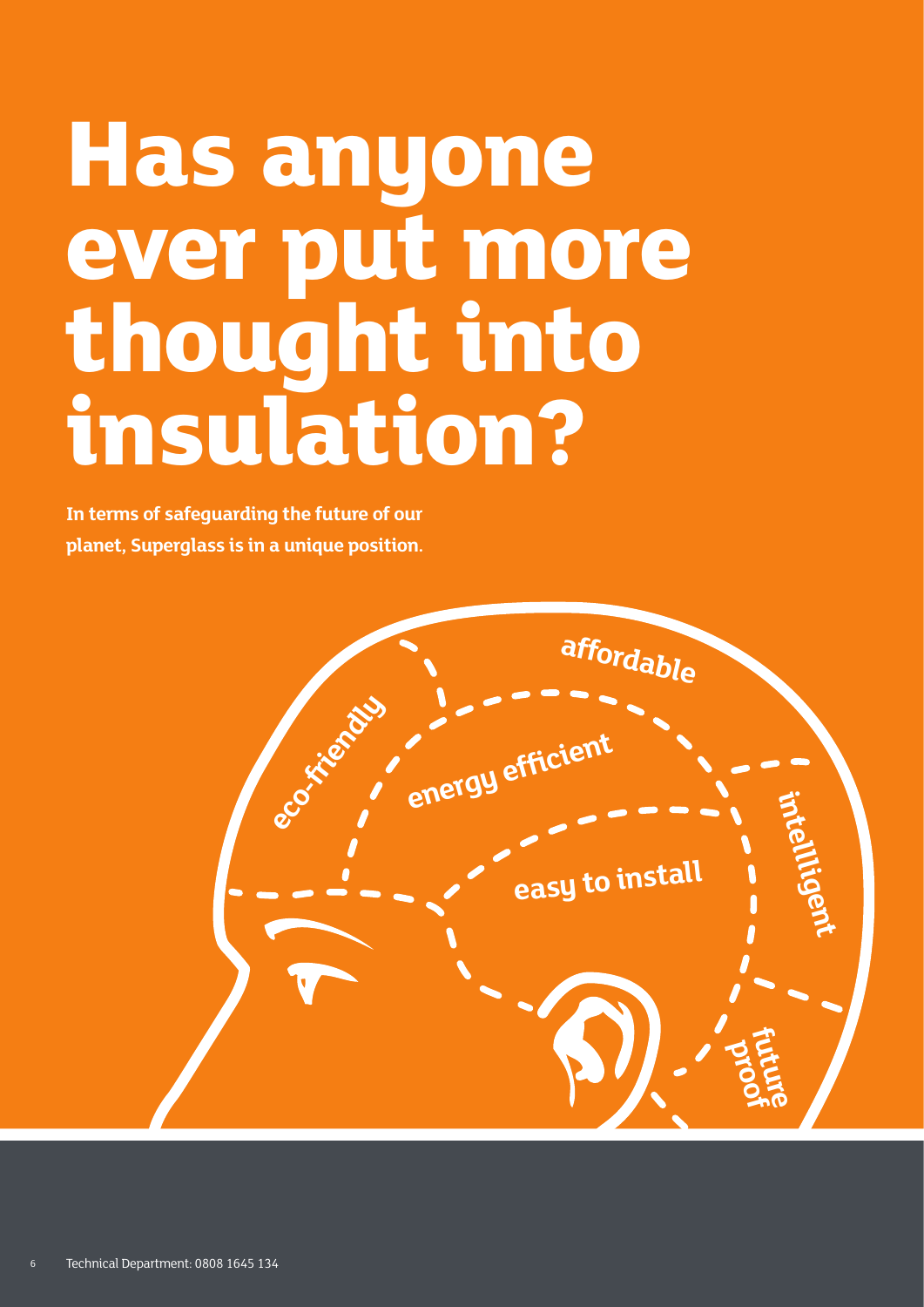# Has anyone ever put more thought into insulation?

**In terms of safeguarding the future of our planet, Superglass is in a unique position.**

eco-friendly

affordable

energy efficient

intelligent

easy to install

future proof

Technical Department: 0808 1645 134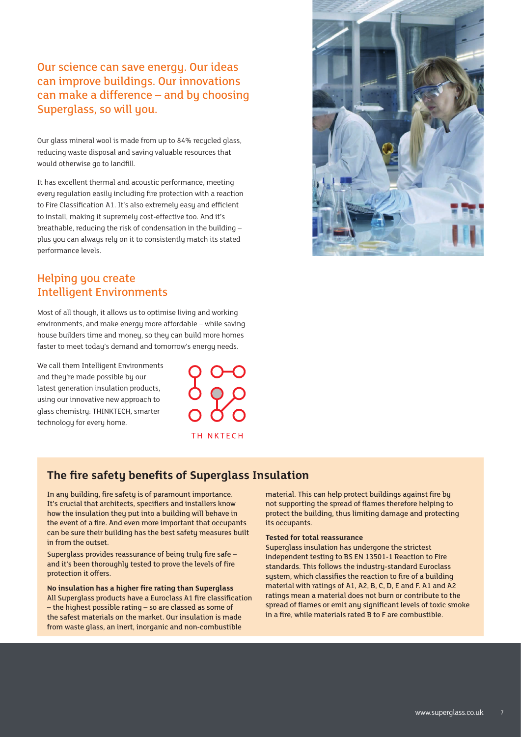## Our science can save energy. Our ideas can improve buildings. Our innovations can make a difference – and by choosing Superglass, so will you.

Our glass mineral wool is made from up to 84% recycled glass, reducing waste disposal and saving valuable resources that would otherwise go to landfill.

It has excellent thermal and acoustic performance, meeting every regulation easily including fire protection with a reaction to Fire Classification A1. It's also extremely easy and efficient to install, making it supremely cost-effective too. And it's breathable, reducing the risk of condensation in the building – plus you can always rely on it to consistently match its stated performance levels.

## Helping you create Intelligent Environments

Most of all though, it allows us to optimise living and working environments, and make energy more affordable – while saving house builders time and money, so they can build more homes faster to meet today's demand and tomorrow's energy needs.

We call them Intelligent Environments and they're made possible by our latest generation insulation products, using our innovative new approach to glass chemistry: THINKTECH, smarter technology for every home.

THINKTECH

## The fire safety benefits of Superglass Insulation

In any building, fire safety is of paramount importance. It's crucial that architects, specifiers and installers know how the insulation they put into a building will behave in the event of a fire. And even more important that occupants can be sure their building has the best safety measures built in from the outset.

Superglass provides reassurance of being truly fire safe – and it's been thoroughly tested to prove the levels of fire protection it offers.

**No insulation has a higher fire rating than Superglass**
All Superglass products have a Euroclass A1 fire classification – the highest possible rating – so are classed as some of the safest materials on the market. Our insulation is made from waste glass, an inert, inorganic and non-combustible material. This can help protect buildings against fire by not supporting the spread of flames therefore helping to protect the building, thus limiting damage and protecting its occupants.

**Tested for total reassurance**
Superglass insulation has undergone the strictest independent testing to BS EN 13501-1 Reaction to Fire standards. This follows the industry-standard Euroclass system, which classifies the reaction to fire of a building material with ratings of A1, A2, B, C, D, E and F. A1 and A2 ratings mean a material does not burn or contribute to the spread of flames or emit any significant levels of toxic smoke in a fire, while materials rated B to F are combustible.

www.superglass.co.uk